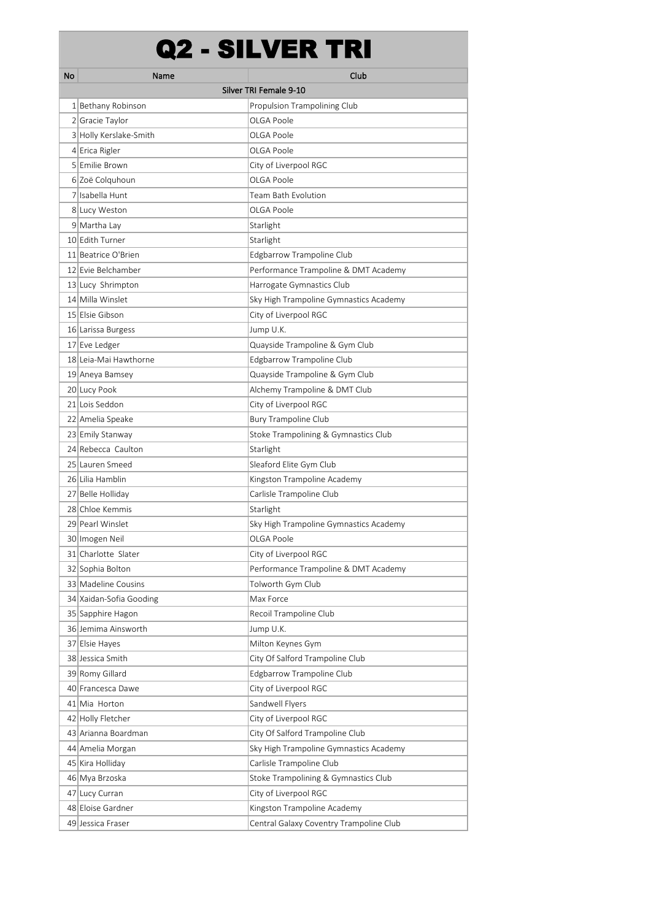# Q2 - SILVER TRI

| No | Name | Club |
|---|---|---|
| Silver TRI Female 9-10 | | |
| 1 | Bethany Robinson | Propulsion Trampolining Club |
| 2 | Gracie Taylor | OLGA Poole |
| 3 | Holly Kerslake-Smith | OLGA Poole |
| 4 | Erica Rigler | OLGA Poole |
| 5 | Emilie Brown | City of Liverpool RGC |
| 6 | Zoë Colquhoun | OLGA Poole |
| 7 | Isabella Hunt | Team Bath Evolution |
| 8 | Lucy Weston | OLGA Poole |
| 9 | Martha Lay | Starlight |
| 10 | Edith Turner | Starlight |
| 11 | Beatrice O'Brien | Edgbarrow Trampoline Club |
| 12 | Evie Belchamber | Performance Trampoline & DMT Academy |
| 13 | Lucy Shrimpton | Harrogate Gymnastics Club |
| 14 | Milla Winslet | Sky High Trampoline Gymnastics Academy |
| 15 | Elsie Gibson | City of Liverpool RGC |
| 16 | Larissa Burgess | Jump U.K. |
| 17 | Eve Ledger | Quayside Trampoline & Gym Club |
| 18 | Leia-Mai Hawthorne | Edgbarrow Trampoline Club |
| 19 | Aneya Bamsey | Quayside Trampoline & Gym Club |
| 20 | Lucy Pook | Alchemy Trampoline & DMT Club |
| 21 | Lois Seddon | City of Liverpool RGC |
| 22 | Amelia Speake | Bury Trampoline Club |
| 23 | Emily Stanway | Stoke Trampolining & Gymnastics Club |
| 24 | Rebecca Caulton | Starlight |
| 25 | Lauren Smeed | Sleaford Elite Gym Club |
| 26 | Lilia Hamblin | Kingston Trampoline Academy |
| 27 | Belle Holliday | Carlisle Trampoline Club |
| 28 | Chloe Kemmis | Starlight |
| 29 | Pearl Winslet | Sky High Trampoline Gymnastics Academy |
| 30 | Imogen Neil | OLGA Poole |
| 31 | Charlotte Slater | City of Liverpool RGC |
| 32 | Sophia Bolton | Performance Trampoline & DMT Academy |
| 33 | Madeline Cousins | Tolworth Gym Club |
| 34 | Xaidan-Sofia Gooding | Max Force |
| 35 | Sapphire Hagon | Recoil Trampoline Club |
| 36 | Jemima Ainsworth | Jump U.K. |
| 37 | Elsie Hayes | Milton Keynes Gym |
| 38 | Jessica Smith | City Of Salford Trampoline Club |
| 39 | Romy Gillard | Edgbarrow Trampoline Club |
| 40 | Francesca Dawe | City of Liverpool RGC |
| 41 | Mia Horton | Sandwell Flyers |
| 42 | Holly Fletcher | City of Liverpool RGC |
| 43 | Arianna Boardman | City Of Salford Trampoline Club |
| 44 | Amelia Morgan | Sky High Trampoline Gymnastics Academy |
| 45 | Kira Holliday | Carlisle Trampoline Club |
| 46 | Mya Brzoska | Stoke Trampolining & Gymnastics Club |
| 47 | Lucy Curran | City of Liverpool RGC |
| 48 | Eloise Gardner | Kingston Trampoline Academy |
| 49 | Jessica Fraser | Central Galaxy Coventry Trampoline Club |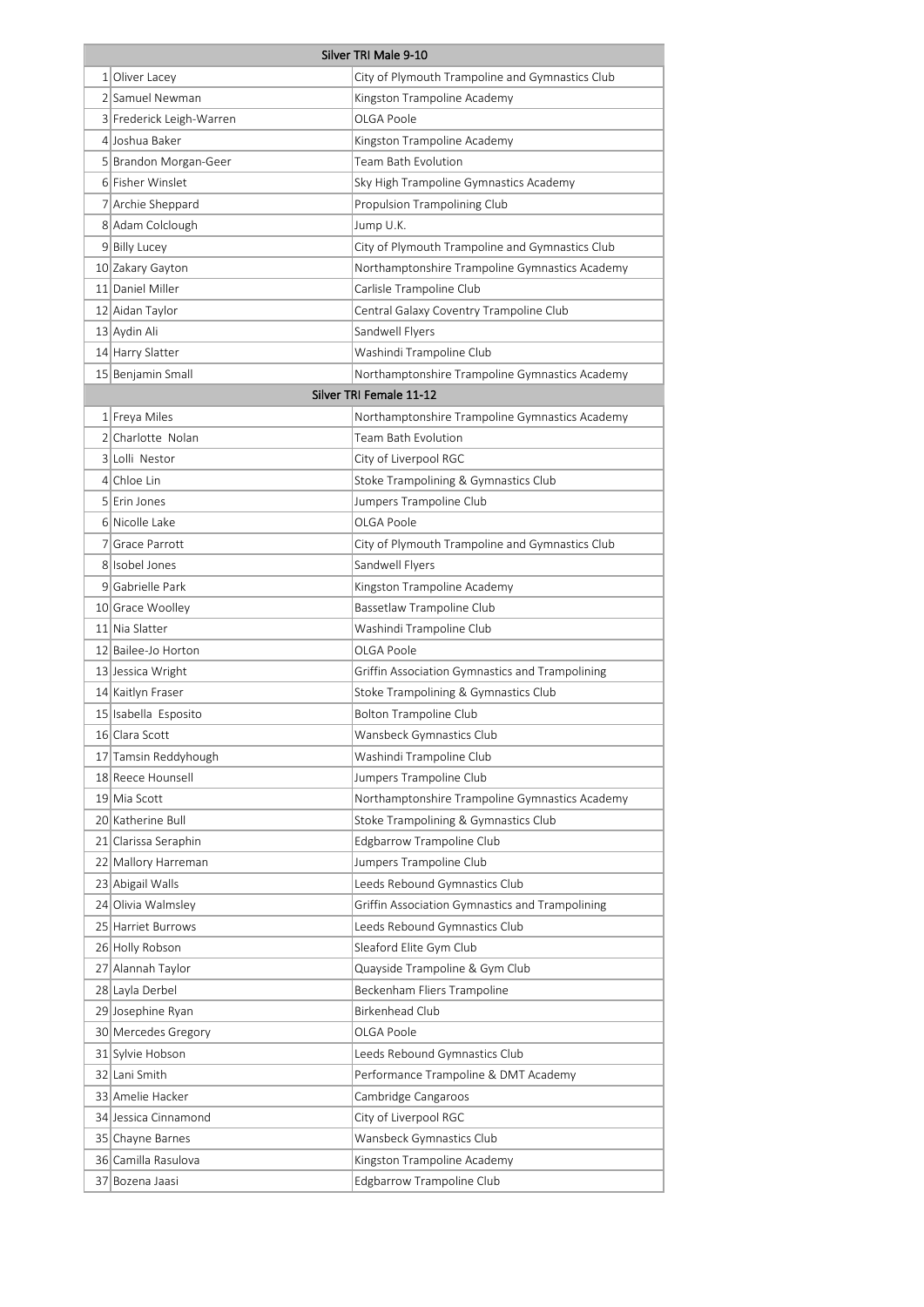| Silver TRI Male 9-10 | | |
|---|---|---|
| 1 | Oliver Lacey | City of Plymouth Trampoline and Gymnastics Club |
| 2 | Samuel Newman | Kingston Trampoline Academy |
| 3 | Frederick Leigh-Warren | OLGA Poole |
| 4 | Joshua Baker | Kingston Trampoline Academy |
| 5 | Brandon Morgan-Geer | Team Bath Evolution |
| 6 | Fisher Winslet | Sky High Trampoline Gymnastics Academy |
| 7 | Archie Sheppard | Propulsion Trampolining Club |
| 8 | Adam Colclough | Jump U.K. |
| 9 | Billy Lucey | City of Plymouth Trampoline and Gymnastics Club |
| 10 | Zakary Gayton | Northamptonshire Trampoline Gymnastics Academy |
| 11 | Daniel Miller | Carlisle Trampoline Club |
| 12 | Aidan Taylor | Central Galaxy Coventry Trampoline Club |
| 13 | Aydin Ali | Sandwell Flyers |
| 14 | Harry Slatter | Washindi Trampoline Club |
| 15 | Benjamin Small | Northamptonshire Trampoline Gymnastics Academy |
| **Silver TRI Female 11-12** | | |
| 1 | Freya Miles | Northamptonshire Trampoline Gymnastics Academy |
| 2 | Charlotte Nolan | Team Bath Evolution |
| 3 | Lolli Nestor | City of Liverpool RGC |
| 4 | Chloe Lin | Stoke Trampolining & Gymnastics Club |
| 5 | Erin Jones | Jumpers Trampoline Club |
| 6 | Nicolle Lake | OLGA Poole |
| 7 | Grace Parrott | City of Plymouth Trampoline and Gymnastics Club |
| 8 | Isobel Jones | Sandwell Flyers |
| 9 | Gabrielle Park | Kingston Trampoline Academy |
| 10 | Grace Woolley | Bassetlaw Trampoline Club |
| 11 | Nia Slatter | Washindi Trampoline Club |
| 12 | Bailee-Jo Horton | OLGA Poole |
| 13 | Jessica Wright | Griffin Association Gymnastics and Trampolining |
| 14 | Kaitlyn Fraser | Stoke Trampolining & Gymnastics Club |
| 15 | Isabella Esposito | Bolton Trampoline Club |
| 16 | Clara Scott | Wansbeck Gymnastics Club |
| 17 | Tamsin Reddyhough | Washindi Trampoline Club |
| 18 | Reece Hounsell | Jumpers Trampoline Club |
| 19 | Mia Scott | Northamptonshire Trampoline Gymnastics Academy |
| 20 | Katherine Bull | Stoke Trampolining & Gymnastics Club |
| 21 | Clarissa Seraphin | Edgbarrow Trampoline Club |
| 22 | Mallory Harreman | Jumpers Trampoline Club |
| 23 | Abigail Walls | Leeds Rebound Gymnastics Club |
| 24 | Olivia Walmsley | Griffin Association Gymnastics and Trampolining |
| 25 | Harriet Burrows | Leeds Rebound Gymnastics Club |
| 26 | Holly Robson | Sleaford Elite Gym Club |
| 27 | Alannah Taylor | Quayside Trampoline & Gym Club |
| 28 | Layla Derbel | Beckenham Fliers Trampoline |
| 29 | Josephine Ryan | Birkenhead Club |
| 30 | Mercedes Gregory | OLGA Poole |
| 31 | Sylvie Hobson | Leeds Rebound Gymnastics Club |
| 32 | Lani Smith | Performance Trampoline & DMT Academy |
| 33 | Amelie Hacker | Cambridge Cangaroos |
| 34 | Jessica Cinnamond | City of Liverpool RGC |
| 35 | Chayne Barnes | Wansbeck Gymnastics Club |
| 36 | Camilla Rasulova | Kingston Trampoline Academy |
| 37 | Bozena Jaasi | Edgbarrow Trampoline Club |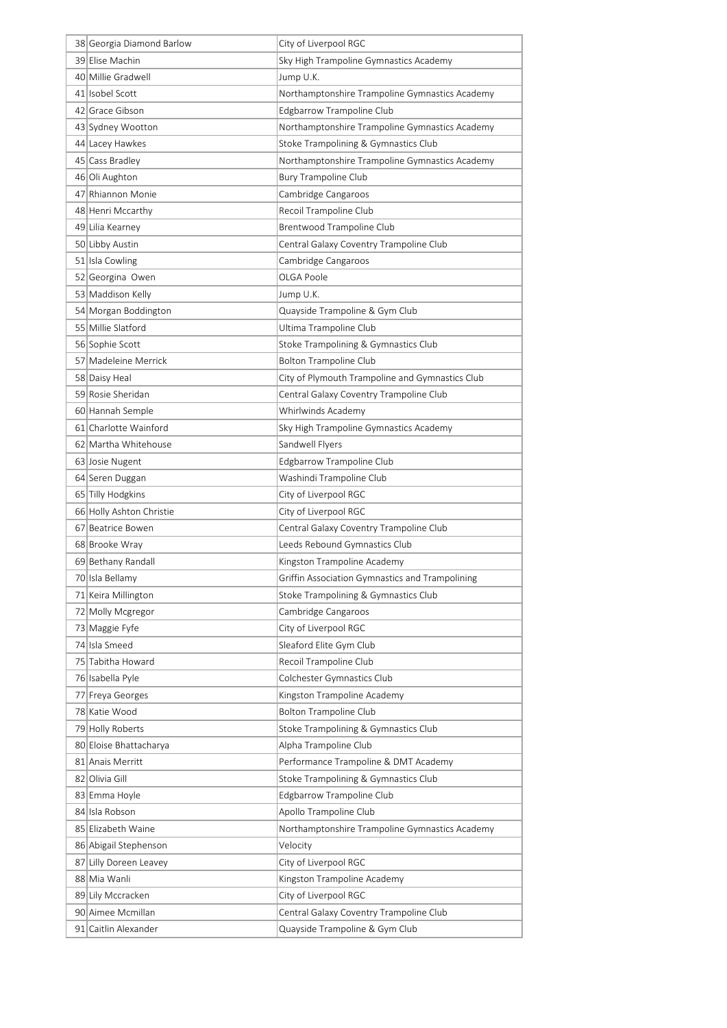| 38 | Georgia Diamond Barlow | City of Liverpool RGC |
|---|---|---|
| 39 | Elise Machin | Sky High Trampoline Gymnastics Academy |
| 40 | Millie Gradwell | Jump U.K. |
| 41 | Isobel Scott | Northamptonshire Trampoline Gymnastics Academy |
| 42 | Grace Gibson | Edgbarrow Trampoline Club |
| 43 | Sydney Wootton | Northamptonshire Trampoline Gymnastics Academy |
| 44 | Lacey Hawkes | Stoke Trampolining & Gymnastics Club |
| 45 | Cass Bradley | Northamptonshire Trampoline Gymnastics Academy |
| 46 | Oli Aughton | Bury Trampoline Club |
| 47 | Rhiannon Monie | Cambridge Cangaroos |
| 48 | Henri Mccarthy | Recoil Trampoline Club |
| 49 | Lilia Kearney | Brentwood Trampoline Club |
| 50 | Libby Austin | Central Galaxy Coventry Trampoline Club |
| 51 | Isla Cowling | Cambridge Cangaroos |
| 52 | Georgina Owen | OLGA Poole |
| 53 | Maddison Kelly | Jump U.K. |
| 54 | Morgan Boddington | Quayside Trampoline & Gym Club |
| 55 | Millie Slatford | Ultima Trampoline Club |
| 56 | Sophie Scott | Stoke Trampolining & Gymnastics Club |
| 57 | Madeleine Merrick | Bolton Trampoline Club |
| 58 | Daisy Heal | City of Plymouth Trampoline and Gymnastics Club |
| 59 | Rosie Sheridan | Central Galaxy Coventry Trampoline Club |
| 60 | Hannah Semple | Whirlwinds Academy |
| 61 | Charlotte Wainford | Sky High Trampoline Gymnastics Academy |
| 62 | Martha Whitehouse | Sandwell Flyers |
| 63 | Josie Nugent | Edgbarrow Trampoline Club |
| 64 | Seren Duggan | Washindi Trampoline Club |
| 65 | Tilly Hodgkins | City of Liverpool RGC |
| 66 | Holly Ashton Christie | City of Liverpool RGC |
| 67 | Beatrice Bowen | Central Galaxy Coventry Trampoline Club |
| 68 | Brooke Wray | Leeds Rebound Gymnastics Club |
| 69 | Bethany Randall | Kingston Trampoline Academy |
| 70 | Isla Bellamy | Griffin Association Gymnastics and Trampolining |
| 71 | Keira Millington | Stoke Trampolining & Gymnastics Club |
| 72 | Molly Mcgregor | Cambridge Cangaroos |
| 73 | Maggie Fyfe | City of Liverpool RGC |
| 74 | Isla Smeed | Sleaford Elite Gym Club |
| 75 | Tabitha Howard | Recoil Trampoline Club |
| 76 | Isabella Pyle | Colchester Gymnastics Club |
| 77 | Freya Georges | Kingston Trampoline Academy |
| 78 | Katie Wood | Bolton Trampoline Club |
| 79 | Holly Roberts | Stoke Trampolining & Gymnastics Club |
| 80 | Eloise Bhattacharya | Alpha Trampoline Club |
| 81 | Anais Merritt | Performance Trampoline & DMT Academy |
| 82 | Olivia Gill | Stoke Trampolining & Gymnastics Club |
| 83 | Emma Hoyle | Edgbarrow Trampoline Club |
| 84 | Isla Robson | Apollo Trampoline Club |
| 85 | Elizabeth Waine | Northamptonshire Trampoline Gymnastics Academy |
| 86 | Abigail Stephenson | Velocity |
| 87 | Lilly Doreen Leavey | City of Liverpool RGC |
| 88 | Mia Wanli | Kingston Trampoline Academy |
| 89 | Lily Mccracken | City of Liverpool RGC |
| 90 | Aimee Mcmillan | Central Galaxy Coventry Trampoline Club |
| 91 | Caitlin Alexander | Quayside Trampoline & Gym Club |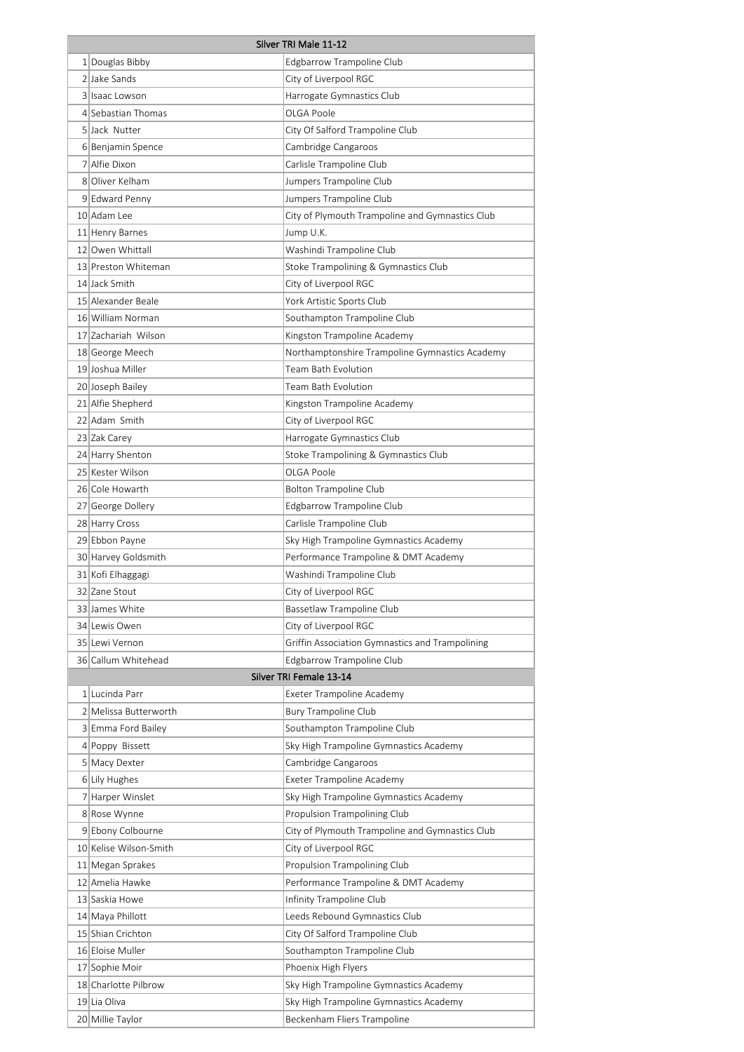| Silver TRI Male 11-12 | | |
|---|---|---|
| 1 | Douglas Bibby | Edgbarrow Trampoline Club |
| 2 | Jake Sands | City of Liverpool RGC |
| 3 | Isaac Lowson | Harrogate Gymnastics Club |
| 4 | Sebastian Thomas | OLGA Poole |
| 5 | Jack Nutter | City Of Salford Trampoline Club |
| 6 | Benjamin Spence | Cambridge Cangaroos |
| 7 | Alfie Dixon | Carlisle Trampoline Club |
| 8 | Oliver Kelham | Jumpers Trampoline Club |
| 9 | Edward Penny | Jumpers Trampoline Club |
| 10 | Adam Lee | City of Plymouth Trampoline and Gymnastics Club |
| 11 | Henry Barnes | Jump U.K. |
| 12 | Owen Whittall | Washindi Trampoline Club |
| 13 | Preston Whiteman | Stoke Trampolining & Gymnastics Club |
| 14 | Jack Smith | City of Liverpool RGC |
| 15 | Alexander Beale | York Artistic Sports Club |
| 16 | William Norman | Southampton Trampoline Club |
| 17 | Zachariah Wilson | Kingston Trampoline Academy |
| 18 | George Meech | Northamptonshire Trampoline Gymnastics Academy |
| 19 | Joshua Miller | Team Bath Evolution |
| 20 | Joseph Bailey | Team Bath Evolution |
| 21 | Alfie Shepherd | Kingston Trampoline Academy |
| 22 | Adam Smith | City of Liverpool RGC |
| 23 | Zak Carey | Harrogate Gymnastics Club |
| 24 | Harry Shenton | Stoke Trampolining & Gymnastics Club |
| 25 | Kester Wilson | OLGA Poole |
| 26 | Cole Howarth | Bolton Trampoline Club |
| 27 | George Dollery | Edgbarrow Trampoline Club |
| 28 | Harry Cross | Carlisle Trampoline Club |
| 29 | Ebbon Payne | Sky High Trampoline Gymnastics Academy |
| 30 | Harvey Goldsmith | Performance Trampoline & DMT Academy |
| 31 | Kofi Elhaggagi | Washindi Trampoline Club |
| 32 | Zane Stout | City of Liverpool RGC |
| 33 | James White | Bassetlaw Trampoline Club |
| 34 | Lewis Owen | City of Liverpool RGC |
| 35 | Lewi Vernon | Griffin Association Gymnastics and Trampolining |
| 36 | Callum Whitehead | Edgbarrow Trampoline Club |
| **Silver TRI Female 13-14** | | |
| 1 | Lucinda Parr | Exeter Trampoline Academy |
| 2 | Melissa Butterworth | Bury Trampoline Club |
| 3 | Emma Ford Bailey | Southampton Trampoline Club |
| 4 | Poppy Bissett | Sky High Trampoline Gymnastics Academy |
| 5 | Macy Dexter | Cambridge Cangaroos |
| 6 | Lily Hughes | Exeter Trampoline Academy |
| 7 | Harper Winslet | Sky High Trampoline Gymnastics Academy |
| 8 | Rose Wynne | Propulsion Trampolining Club |
| 9 | Ebony Colbourne | City of Plymouth Trampoline and Gymnastics Club |
| 10 | Kelise Wilson-Smith | City of Liverpool RGC |
| 11 | Megan Sprakes | Propulsion Trampolining Club |
| 12 | Amelia Hawke | Performance Trampoline & DMT Academy |
| 13 | Saskia Howe | Infinity Trampoline Club |
| 14 | Maya Phillott | Leeds Rebound Gymnastics Club |
| 15 | Shian Crichton | City Of Salford Trampoline Club |
| 16 | Eloise Muller | Southampton Trampoline Club |
| 17 | Sophie Moir | Phoenix High Flyers |
| 18 | Charlotte Pilbrow | Sky High Trampoline Gymnastics Academy |
| 19 | Lia Oliva | Sky High Trampoline Gymnastics Academy |
| 20 | Millie Taylor | Beckenham Fliers Trampoline |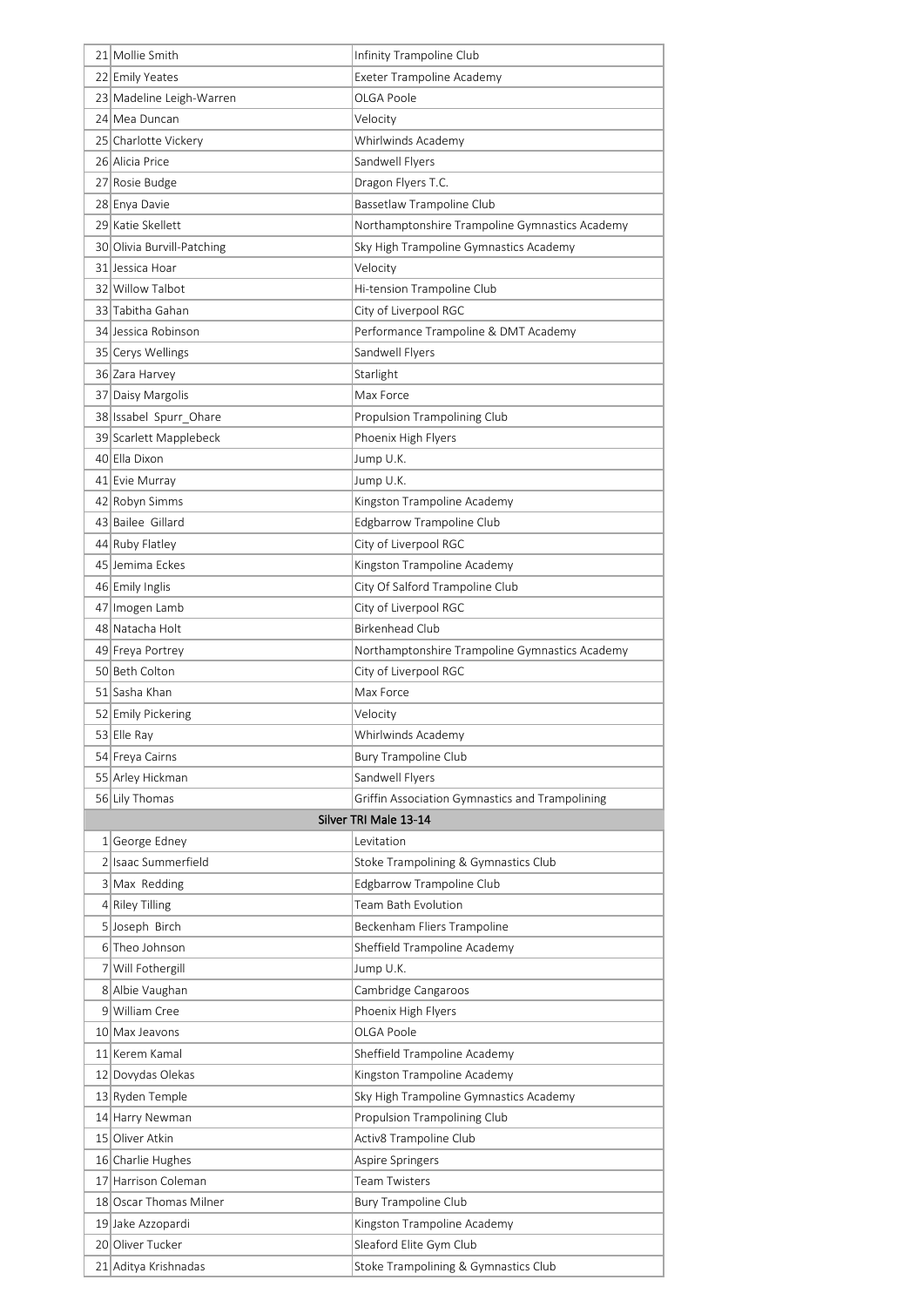| | | |
|---|---|---|
| 21 | Mollie Smith | Infinity Trampoline Club |
| 22 | Emily Yeates | Exeter Trampoline Academy |
| 23 | Madeline Leigh-Warren | OLGA Poole |
| 24 | Mea Duncan | Velocity |
| 25 | Charlotte Vickery | Whirlwinds Academy |
| 26 | Alicia Price | Sandwell Flyers |
| 27 | Rosie Budge | Dragon Flyers T.C. |
| 28 | Enya Davie | Bassetlaw Trampoline Club |
| 29 | Katie Skellett | Northamptonshire Trampoline Gymnastics Academy |
| 30 | Olivia Burvill-Patching | Sky High Trampoline Gymnastics Academy |
| 31 | Jessica Hoar | Velocity |
| 32 | Willow Talbot | Hi-tension Trampoline Club |
| 33 | Tabitha Gahan | City of Liverpool RGC |
| 34 | Jessica Robinson | Performance Trampoline & DMT Academy |
| 35 | Cerys Wellings | Sandwell Flyers |
| 36 | Zara Harvey | Starlight |
| 37 | Daisy Margolis | Max Force |
| 38 | Issabel Spurr_Ohare | Propulsion Trampolining Club |
| 39 | Scarlett Mapplebeck | Phoenix High Flyers |
| 40 | Ella Dixon | Jump U.K. |
| 41 | Evie Murray | Jump U.K. |
| 42 | Robyn Simms | Kingston Trampoline Academy |
| 43 | Bailee Gillard | Edgbarrow Trampoline Club |
| 44 | Ruby Flatley | City of Liverpool RGC |
| 45 | Jemima Eckes | Kingston Trampoline Academy |
| 46 | Emily Inglis | City Of Salford Trampoline Club |
| 47 | Imogen Lamb | City of Liverpool RGC |
| 48 | Natacha Holt | Birkenhead Club |
| 49 | Freya Portrey | Northamptonshire Trampoline Gymnastics Academy |
| 50 | Beth Colton | City of Liverpool RGC |
| 51 | Sasha Khan | Max Force |
| 52 | Emily Pickering | Velocity |
| 53 | Elle Ray | Whirlwinds Academy |
| 54 | Freya Cairns | Bury Trampoline Club |
| 55 | Arley Hickman | Sandwell Flyers |
| 56 | Lily Thomas | Griffin Association Gymnastics and Trampolining |
| | **Silver TRI Male 13-14** | |
| 1 | George Edney | Levitation |
| 2 | Isaac Summerfield | Stoke Trampolining & Gymnastics Club |
| 3 | Max Redding | Edgbarrow Trampoline Club |
| 4 | Riley Tilling | Team Bath Evolution |
| 5 | Joseph Birch | Beckenham Fliers Trampoline |
| 6 | Theo Johnson | Sheffield Trampoline Academy |
| 7 | Will Fothergill | Jump U.K. |
| 8 | Albie Vaughan | Cambridge Cangaroos |
| 9 | William Cree | Phoenix High Flyers |
| 10 | Max Jeavons | OLGA Poole |
| 11 | Kerem Kamal | Sheffield Trampoline Academy |
| 12 | Dovydas Olekas | Kingston Trampoline Academy |
| 13 | Ryden Temple | Sky High Trampoline Gymnastics Academy |
| 14 | Harry Newman | Propulsion Trampolining Club |
| 15 | Oliver Atkin | Activ8 Trampoline Club |
| 16 | Charlie Hughes | Aspire Springers |
| 17 | Harrison Coleman | Team Twisters |
| 18 | Oscar Thomas Milner | Bury Trampoline Club |
| 19 | Jake Azzopardi | Kingston Trampoline Academy |
| 20 | Oliver Tucker | Sleaford Elite Gym Club |
| 21 | Aditya Krishnadas | Stoke Trampolining & Gymnastics Club |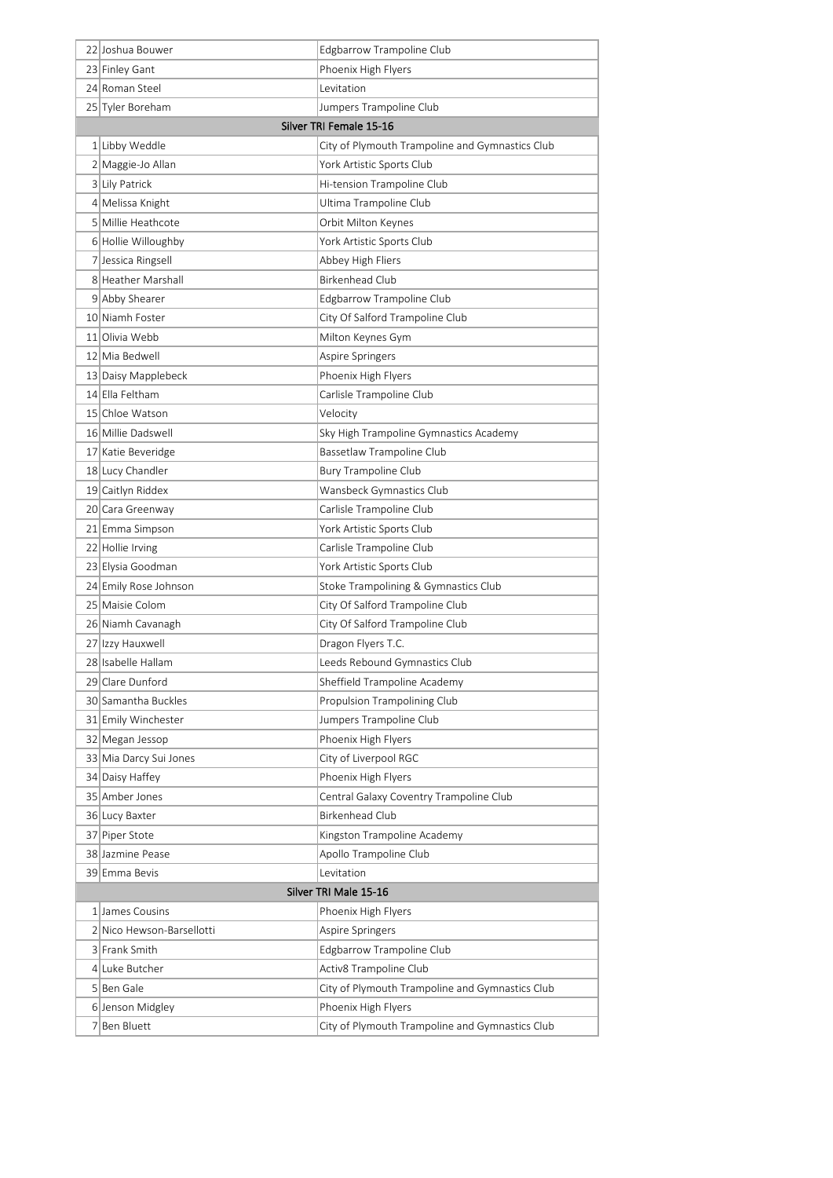| | | |
|---|---|---|
| 22 | Joshua Bouwer | Edgbarrow Trampoline Club |
| 23 | Finley Gant | Phoenix High Flyers |
| 24 | Roman Steel | Levitation |
| 25 | Tyler Boreham | Jumpers Trampoline Club |
| **Silver TRI Female 15-16** | | |
| 1 | Libby Weddle | City of Plymouth Trampoline and Gymnastics Club |
| 2 | Maggie-Jo Allan | York Artistic Sports Club |
| 3 | Lily Patrick | Hi-tension Trampoline Club |
| 4 | Melissa Knight | Ultima Trampoline Club |
| 5 | Millie Heathcote | Orbit Milton Keynes |
| 6 | Hollie Willoughby | York Artistic Sports Club |
| 7 | Jessica Ringsell | Abbey High Fliers |
| 8 | Heather Marshall | Birkenhead Club |
| 9 | Abby Shearer | Edgbarrow Trampoline Club |
| 10 | Niamh Foster | City Of Salford Trampoline Club |
| 11 | Olivia Webb | Milton Keynes Gym |
| 12 | Mia Bedwell | Aspire Springers |
| 13 | Daisy Mapplebeck | Phoenix High Flyers |
| 14 | Ella Feltham | Carlisle Trampoline Club |
| 15 | Chloe Watson | Velocity |
| 16 | Millie Dadswell | Sky High Trampoline Gymnastics Academy |
| 17 | Katie Beveridge | Bassetlaw Trampoline Club |
| 18 | Lucy Chandler | Bury Trampoline Club |
| 19 | Caitlyn Riddex | Wansbeck Gymnastics Club |
| 20 | Cara Greenway | Carlisle Trampoline Club |
| 21 | Emma Simpson | York Artistic Sports Club |
| 22 | Hollie Irving | Carlisle Trampoline Club |
| 23 | Elysia Goodman | York Artistic Sports Club |
| 24 | Emily Rose Johnson | Stoke Trampolining & Gymnastics Club |
| 25 | Maisie Colom | City Of Salford Trampoline Club |
| 26 | Niamh Cavanagh | City Of Salford Trampoline Club |
| 27 | Izzy Hauxwell | Dragon Flyers T.C. |
| 28 | Isabelle Hallam | Leeds Rebound Gymnastics Club |
| 29 | Clare Dunford | Sheffield Trampoline Academy |
| 30 | Samantha Buckles | Propulsion Trampolining Club |
| 31 | Emily Winchester | Jumpers Trampoline Club |
| 32 | Megan Jessop | Phoenix High Flyers |
| 33 | Mia Darcy Sui Jones | City of Liverpool RGC |
| 34 | Daisy Haffey | Phoenix High Flyers |
| 35 | Amber Jones | Central Galaxy Coventry Trampoline Club |
| 36 | Lucy Baxter | Birkenhead Club |
| 37 | Piper Stote | Kingston Trampoline Academy |
| 38 | Jazmine Pease | Apollo Trampoline Club |
| 39 | Emma Bevis | Levitation |
| **Silver TRI Male 15-16** | | |
| 1 | James Cousins | Phoenix High Flyers |
| 2 | Nico Hewson-Barsellotti | Aspire Springers |
| 3 | Frank Smith | Edgbarrow Trampoline Club |
| 4 | Luke Butcher | Activ8 Trampoline Club |
| 5 | Ben Gale | City of Plymouth Trampoline and Gymnastics Club |
| 6 | Jenson Midgley | Phoenix High Flyers |
| 7 | Ben Bluett | City of Plymouth Trampoline and Gymnastics Club |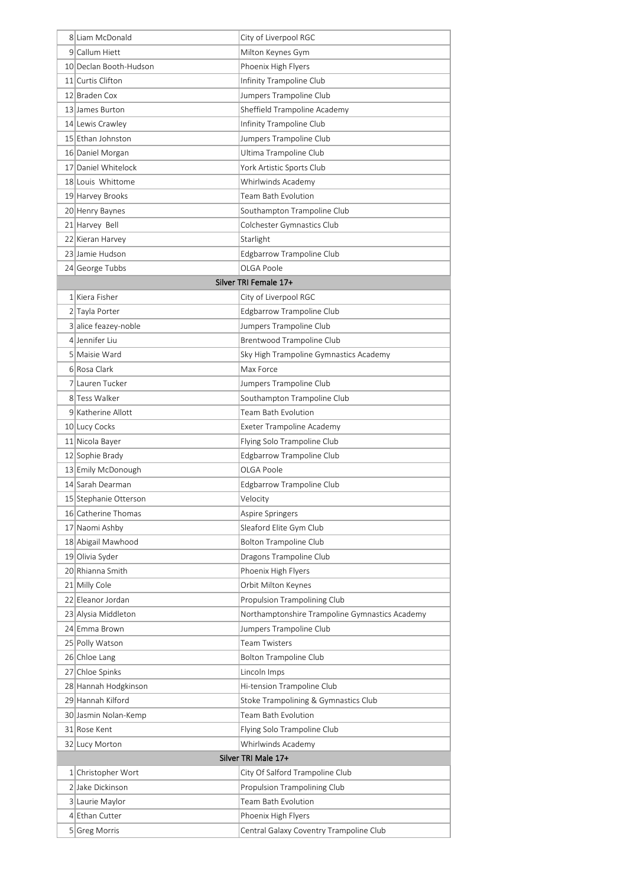| | | |
|---|---|---|
| 8 | Liam McDonald | City of Liverpool RGC |
| 9 | Callum Hiett | Milton Keynes Gym |
| 10 | Declan Booth-Hudson | Phoenix High Flyers |
| 11 | Curtis Clifton | Infinity Trampoline Club |
| 12 | Braden Cox | Jumpers Trampoline Club |
| 13 | James Burton | Sheffield Trampoline Academy |
| 14 | Lewis Crawley | Infinity Trampoline Club |
| 15 | Ethan Johnston | Jumpers Trampoline Club |
| 16 | Daniel Morgan | Ultima Trampoline Club |
| 17 | Daniel Whitelock | York Artistic Sports Club |
| 18 | Louis  Whittome | Whirlwinds Academy |
| 19 | Harvey Brooks | Team Bath Evolution |
| 20 | Henry Baynes | Southampton Trampoline Club |
| 21 | Harvey  Bell | Colchester Gymnastics Club |
| 22 | Kieran Harvey | Starlight |
| 23 | Jamie Hudson | Edgbarrow Trampoline Club |
| 24 | George Tubbs | OLGA Poole |
| | **Silver TRI Female 17+** | |
| 1 | Kiera Fisher | City of Liverpool RGC |
| 2 | Tayla Porter | Edgbarrow Trampoline Club |
| 3 | alice feazey-noble | Jumpers Trampoline Club |
| 4 | Jennifer Liu | Brentwood Trampoline Club |
| 5 | Maisie Ward | Sky High Trampoline Gymnastics Academy |
| 6 | Rosa Clark | Max Force |
| 7 | Lauren Tucker | Jumpers Trampoline Club |
| 8 | Tess Walker | Southampton Trampoline Club |
| 9 | Katherine Allott | Team Bath Evolution |
| 10 | Lucy Cocks | Exeter Trampoline Academy |
| 11 | Nicola Bayer | Flying Solo Trampoline Club |
| 12 | Sophie Brady | Edgbarrow Trampoline Club |
| 13 | Emily McDonough | OLGA Poole |
| 14 | Sarah Dearman | Edgbarrow Trampoline Club |
| 15 | Stephanie Otterson | Velocity |
| 16 | Catherine Thomas | Aspire Springers |
| 17 | Naomi Ashby | Sleaford Elite Gym Club |
| 18 | Abigail Mawhood | Bolton Trampoline Club |
| 19 | Olivia Syder | Dragons Trampoline Club |
| 20 | Rhianna Smith | Phoenix High Flyers |
| 21 | Milly Cole | Orbit Milton Keynes |
| 22 | Eleanor Jordan | Propulsion Trampolining Club |
| 23 | Alysia Middleton | Northamptonshire Trampoline Gymnastics Academy |
| 24 | Emma Brown | Jumpers Trampoline Club |
| 25 | Polly Watson | Team Twisters |
| 26 | Chloe Lang | Bolton Trampoline Club |
| 27 | Chloe Spinks | Lincoln Imps |
| 28 | Hannah Hodgkinson | Hi-tension Trampoline Club |
| 29 | Hannah Kilford | Stoke Trampolining & Gymnastics Club |
| 30 | Jasmin Nolan-Kemp | Team Bath Evolution |
| 31 | Rose Kent | Flying Solo Trampoline Club |
| 32 | Lucy Morton | Whirlwinds Academy |
| | **Silver TRI Male 17+** | |
| 1 | Christopher Wort | City Of Salford Trampoline Club |
| 2 | Jake Dickinson | Propulsion Trampolining Club |
| 3 | Laurie Maylor | Team Bath Evolution |
| 4 | Ethan Cutter | Phoenix High Flyers |
| 5 | Greg Morris | Central Galaxy Coventry Trampoline Club |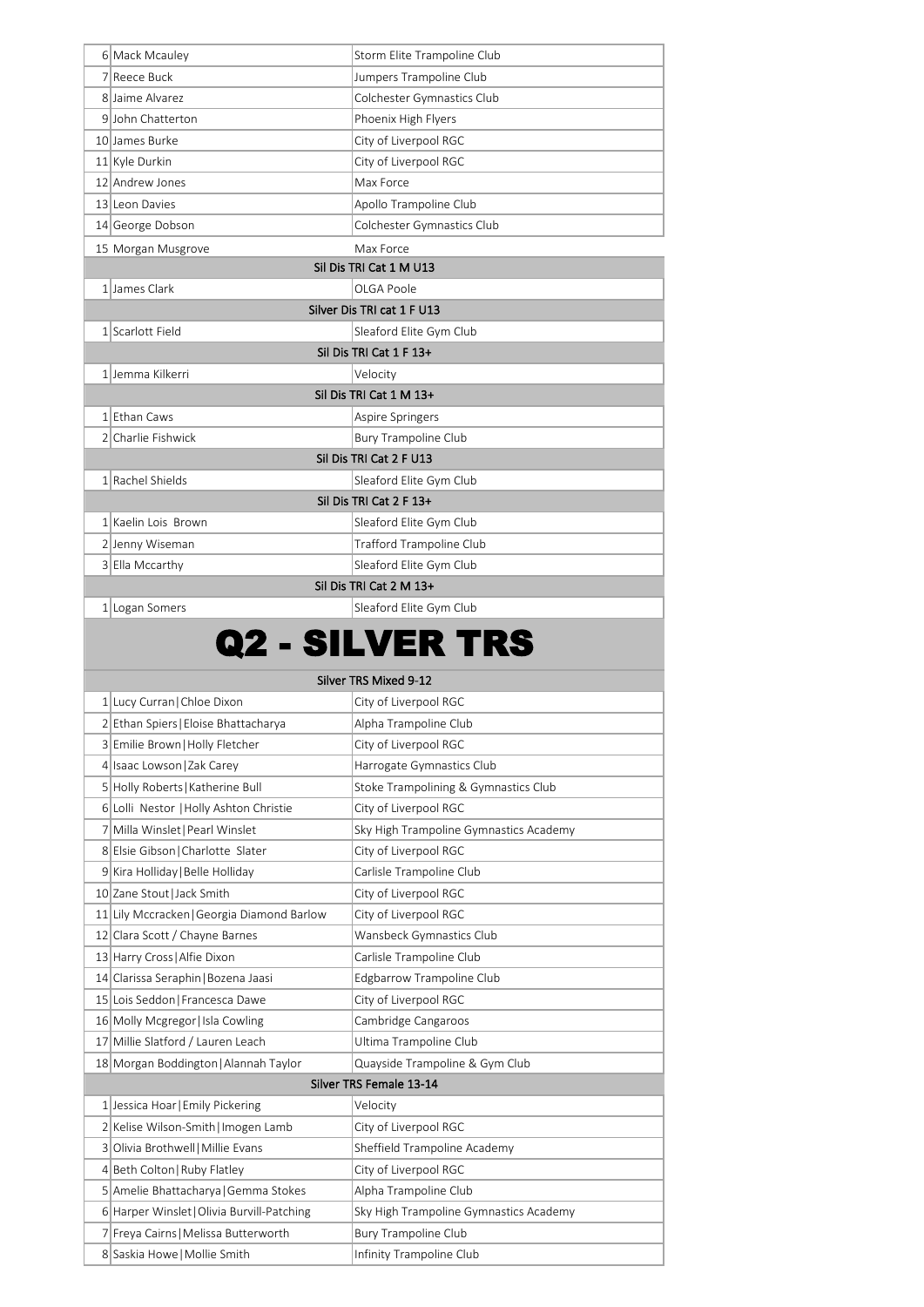| | | |
|---|---|---|
| 6 | Mack Mcauley | Storm Elite Trampoline Club |
| 7 | Reece Buck | Jumpers Trampoline Club |
| 8 | Jaime Alvarez | Colchester Gymnastics Club |
| 9 | John Chatterton | Phoenix High Flyers |
| 10 | James Burke | City of Liverpool RGC |
| 11 | Kyle Durkin | City of Liverpool RGC |
| 12 | Andrew Jones | Max Force |
| 13 | Leon Davies | Apollo Trampoline Club |
| 14 | George Dobson | Colchester Gymnastics Club |
| 15 | Morgan Musgrove | Max Force |
| | **Sil Dis TRI Cat 1 M U13** | |
| 1 | James Clark | OLGA Poole |
| | **Silver Dis TRI cat 1 F U13** | |
| 1 | Scarlott Field | Sleaford Elite Gym Club |
| | **Sil Dis TRI Cat 1 F 13+** | |
| 1 | Jemma Kilkerri | Velocity |
| | **Sil Dis TRI Cat 1 M 13+** | |
| 1 | Ethan Caws | Aspire Springers |
| 2 | Charlie Fishwick | Bury Trampoline Club |
| | **Sil Dis TRI Cat 2 F U13** | |
| 1 | Rachel Shields | Sleaford Elite Gym Club |
| | **Sil Dis TRI Cat 2 F 13+** | |
| 1 | Kaelin Lois Brown | Sleaford Elite Gym Club |
| 2 | Jenny Wiseman | Trafford Trampoline Club |
| 3 | Ella Mccarthy | Sleaford Elite Gym Club |
| | **Sil Dis TRI Cat 2 M 13+** | |
| 1 | Logan Somers | Sleaford Elite Gym Club |

# Q2 - SILVER TRS

| | | |
|---|---|---|
| | **Silver TRS Mixed 9-12** | |
| 1 | Lucy Curran\|Chloe Dixon | City of Liverpool RGC |
| 2 | Ethan Spiers\|Eloise Bhattacharya | Alpha Trampoline Club |
| 3 | Emilie Brown\|Holly Fletcher | City of Liverpool RGC |
| 4 | Isaac Lowson\|Zak Carey | Harrogate Gymnastics Club |
| 5 | Holly Roberts\|Katherine Bull | Stoke Trampolining & Gymnastics Club |
| 6 | Lolli Nestor \|Holly Ashton Christie | City of Liverpool RGC |
| 7 | Milla Winslet\|Pearl Winslet | Sky High Trampoline Gymnastics Academy |
| 8 | Elsie Gibson\|Charlotte Slater | City of Liverpool RGC |
| 9 | Kira Holliday\|Belle Holliday | Carlisle Trampoline Club |
| 10 | Zane Stout\|Jack Smith | City of Liverpool RGC |
| 11 | Lily Mccracken\|Georgia Diamond Barlow | City of Liverpool RGC |
| 12 | Clara Scott / Chayne Barnes | Wansbeck Gymnastics Club |
| 13 | Harry Cross\|Alfie Dixon | Carlisle Trampoline Club |
| 14 | Clarissa Seraphin\|Bozena Jaasi | Edgbarrow Trampoline Club |
| 15 | Lois Seddon\|Francesca Dawe | City of Liverpool RGC |
| 16 | Molly Mcgregor\|Isla Cowling | Cambridge Cangaroos |
| 17 | Millie Slatford / Lauren Leach | Ultima Trampoline Club |
| 18 | Morgan Boddington\|Alannah Taylor | Quayside Trampoline & Gym Club |
| | **Silver TRS Female 13-14** | |
| 1 | Jessica Hoar\|Emily Pickering | Velocity |
| 2 | Kelise Wilson-Smith\|Imogen Lamb | City of Liverpool RGC |
| 3 | Olivia Brothwell\|Millie Evans | Sheffield Trampoline Academy |
| 4 | Beth Colton\|Ruby Flatley | City of Liverpool RGC |
| 5 | Amelie Bhattacharya\|Gemma Stokes | Alpha Trampoline Club |
| 6 | Harper Winslet\|Olivia Burvill-Patching | Sky High Trampoline Gymnastics Academy |
| 7 | Freya Cairns\|Melissa Butterworth | Bury Trampoline Club |
| 8 | Saskia Howe\|Mollie Smith | Infinity Trampoline Club |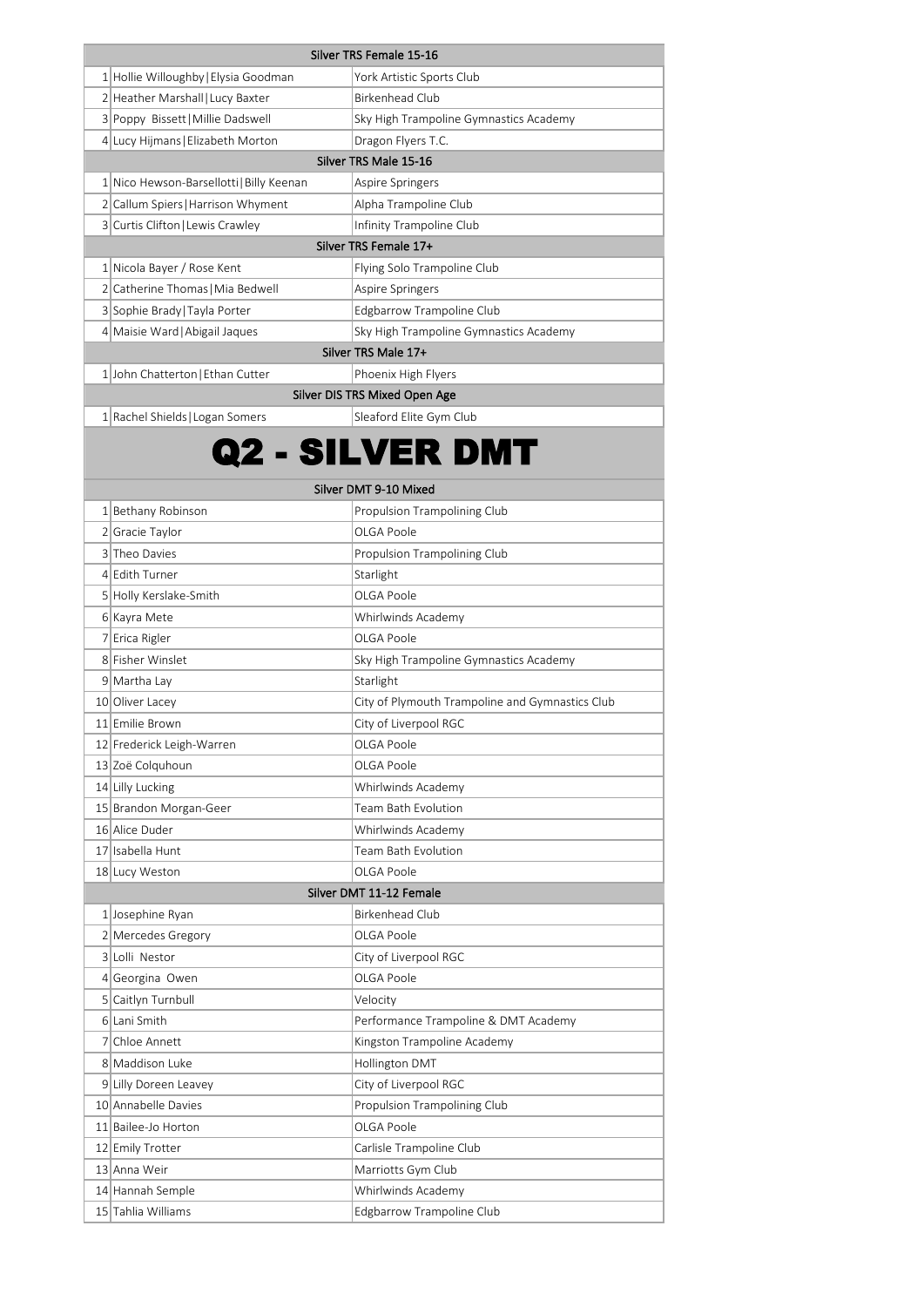| Silver TRS Female 15-16 | | |
|---|---|---|
| 1 | Hollie Willoughby \| Elysia Goodman | York Artistic Sports Club |
| 2 | Heather Marshall \| Lucy Baxter | Birkenhead Club |
| 3 | Poppy Bissett \| Millie Dadswell | Sky High Trampoline Gymnastics Academy |
| 4 | Lucy Hijmans \| Elizabeth Morton | Dragon Flyers T.C. |

| Silver TRS Male 15-16 | | |
|---|---|---|
| 1 | Nico Hewson-Barsellotti \| Billy Keenan | Aspire Springers |
| 2 | Callum Spiers \| Harrison Whyment | Alpha Trampoline Club |
| 3 | Curtis Clifton \| Lewis Crawley | Infinity Trampoline Club |

| Silver TRS Female 17+ | | |
|---|---|---|
| 1 | Nicola Bayer / Rose Kent | Flying Solo Trampoline Club |
| 2 | Catherine Thomas \| Mia Bedwell | Aspire Springers |
| 3 | Sophie Brady \| Tayla Porter | Edgbarrow Trampoline Club |
| 4 | Maisie Ward \| Abigail Jaques | Sky High Trampoline Gymnastics Academy |

| Silver TRS Male 17+ | | |
|---|---|---|
| 1 | John Chatterton \| Ethan Cutter | Phoenix High Flyers |

| Silver DIS TRS Mixed Open Age | | |
|---|---|---|
| 1 | Rachel Shields \| Logan Somers | Sleaford Elite Gym Club |

# Q2 - SILVER DMT

| Silver DMT 9-10 Mixed | | |
|---|---|---|
| 1 | Bethany Robinson | Propulsion Trampolining Club |
| 2 | Gracie Taylor | OLGA Poole |
| 3 | Theo Davies | Propulsion Trampolining Club |
| 4 | Edith Turner | Starlight |
| 5 | Holly Kerslake-Smith | OLGA Poole |
| 6 | Kayra Mete | Whirlwinds Academy |
| 7 | Erica Rigler | OLGA Poole |
| 8 | Fisher Winslet | Sky High Trampoline Gymnastics Academy |
| 9 | Martha Lay | Starlight |
| 10 | Oliver Lacey | City of Plymouth Trampoline and Gymnastics Club |
| 11 | Emilie Brown | City of Liverpool RGC |
| 12 | Frederick Leigh-Warren | OLGA Poole |
| 13 | Zoë Colquhoun | OLGA Poole |
| 14 | Lilly Lucking | Whirlwinds Academy |
| 15 | Brandon Morgan-Geer | Team Bath Evolution |
| 16 | Alice Duder | Whirlwinds Academy |
| 17 | Isabella Hunt | Team Bath Evolution |
| 18 | Lucy Weston | OLGA Poole |

| Silver DMT 11-12 Female | | |
|---|---|---|
| 1 | Josephine Ryan | Birkenhead Club |
| 2 | Mercedes Gregory | OLGA Poole |
| 3 | Lolli Nestor | City of Liverpool RGC |
| 4 | Georgina Owen | OLGA Poole |
| 5 | Caitlyn Turnbull | Velocity |
| 6 | Lani Smith | Performance Trampoline & DMT Academy |
| 7 | Chloe Annett | Kingston Trampoline Academy |
| 8 | Maddison Luke | Hollington DMT |
| 9 | Lilly Doreen Leavey | City of Liverpool RGC |
| 10 | Annabelle Davies | Propulsion Trampolining Club |
| 11 | Bailee-Jo Horton | OLGA Poole |
| 12 | Emily Trotter | Carlisle Trampoline Club |
| 13 | Anna Weir | Marriotts Gym Club |
| 14 | Hannah Semple | Whirlwinds Academy |
| 15 | Tahlia Williams | Edgbarrow Trampoline Club |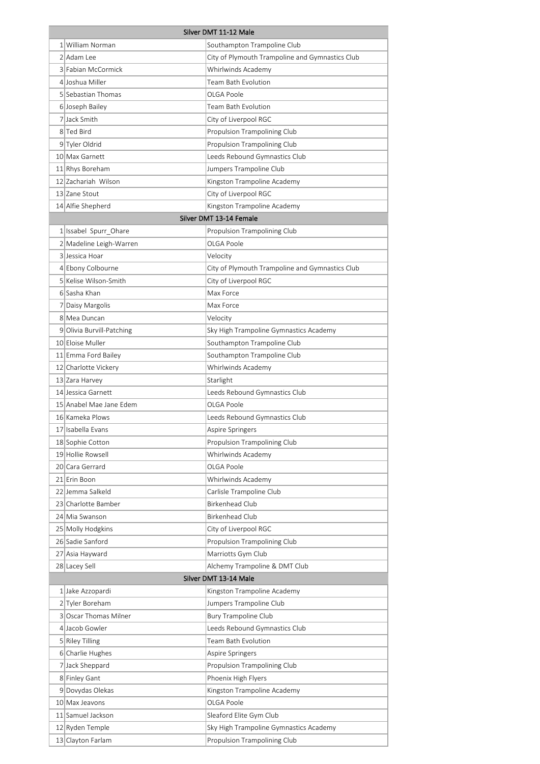| Silver DMT 11-12 Male | | |
|---|---|---|
| 1 | William Norman | Southampton Trampoline Club |
| 2 | Adam Lee | City of Plymouth Trampoline and Gymnastics Club |
| 3 | Fabian McCormick | Whirlwinds Academy |
| 4 | Joshua Miller | Team Bath Evolution |
| 5 | Sebastian Thomas | OLGA Poole |
| 6 | Joseph Bailey | Team Bath Evolution |
| 7 | Jack Smith | City of Liverpool RGC |
| 8 | Ted Bird | Propulsion Trampolining Club |
| 9 | Tyler Oldrid | Propulsion Trampolining Club |
| 10 | Max Garnett | Leeds Rebound Gymnastics Club |
| 11 | Rhys Boreham | Jumpers Trampoline Club |
| 12 | Zachariah  Wilson | Kingston Trampoline Academy |
| 13 | Zane Stout | City of Liverpool RGC |
| 14 | Alfie Shepherd | Kingston Trampoline Academy |
| Silver DMT 13-14 Female | | |
| 1 | Issabel  Spurr_Ohare | Propulsion Trampolining Club |
| 2 | Madeline Leigh-Warren | OLGA Poole |
| 3 | Jessica Hoar | Velocity |
| 4 | Ebony Colbourne | City of Plymouth Trampoline and Gymnastics Club |
| 5 | Kelise Wilson-Smith | City of Liverpool RGC |
| 6 | Sasha Khan | Max Force |
| 7 | Daisy Margolis | Max Force |
| 8 | Mea Duncan | Velocity |
| 9 | Olivia Burvill-Patching | Sky High Trampoline Gymnastics Academy |
| 10 | Eloise Muller | Southampton Trampoline Club |
| 11 | Emma Ford Bailey | Southampton Trampoline Club |
| 12 | Charlotte Vickery | Whirlwinds Academy |
| 13 | Zara Harvey | Starlight |
| 14 | Jessica Garnett | Leeds Rebound Gymnastics Club |
| 15 | Anabel Mae Jane Edem | OLGA Poole |
| 16 | Kameka Plows | Leeds Rebound Gymnastics Club |
| 17 | Isabella Evans | Aspire Springers |
| 18 | Sophie Cotton | Propulsion Trampolining Club |
| 19 | Hollie Rowsell | Whirlwinds Academy |
| 20 | Cara Gerrard | OLGA Poole |
| 21 | Erin Boon | Whirlwinds Academy |
| 22 | Jemma Salkeld | Carlisle Trampoline Club |
| 23 | Charlotte Bamber | Birkenhead Club |
| 24 | Mia Swanson | Birkenhead Club |
| 25 | Molly Hodgkins | City of Liverpool RGC |
| 26 | Sadie Sanford | Propulsion Trampolining Club |
| 27 | Asia Hayward | Marriotts Gym Club |
| 28 | Lacey Sell | Alchemy Trampoline & DMT Club |
| Silver DMT 13-14 Male | | |
| 1 | Jake Azzopardi | Kingston Trampoline Academy |
| 2 | Tyler Boreham | Jumpers Trampoline Club |
| 3 | Oscar Thomas Milner | Bury Trampoline Club |
| 4 | Jacob Gowler | Leeds Rebound Gymnastics Club |
| 5 | Riley Tilling | Team Bath Evolution |
| 6 | Charlie Hughes | Aspire Springers |
| 7 | Jack Sheppard | Propulsion Trampolining Club |
| 8 | Finley Gant | Phoenix High Flyers |
| 9 | Dovydas Olekas | Kingston Trampoline Academy |
| 10 | Max Jeavons | OLGA Poole |
| 11 | Samuel Jackson | Sleaford Elite Gym Club |
| 12 | Ryden Temple | Sky High Trampoline Gymnastics Academy |
| 13 | Clayton Farlam | Propulsion Trampolining Club |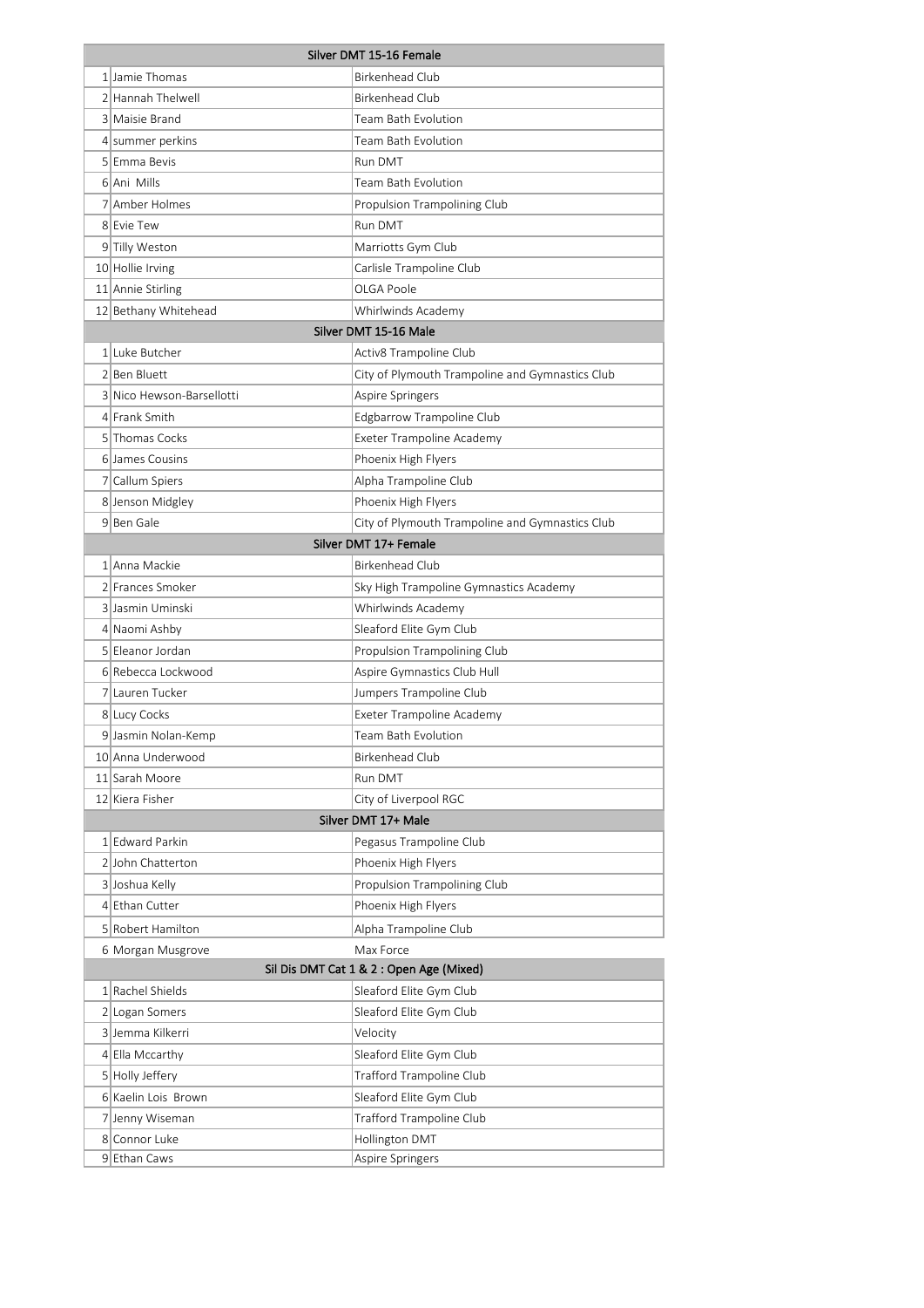| | | |
|---|---|---|
| **Silver DMT 15-16 Female** | | |
| 1 | Jamie Thomas | Birkenhead Club |
| 2 | Hannah Thelwell | Birkenhead Club |
| 3 | Maisie Brand | Team Bath Evolution |
| 4 | summer perkins | Team Bath Evolution |
| 5 | Emma Bevis | Run DMT |
| 6 | Ani Mills | Team Bath Evolution |
| 7 | Amber Holmes | Propulsion Trampolining Club |
| 8 | Evie Tew | Run DMT |
| 9 | Tilly Weston | Marriotts Gym Club |
| 10 | Hollie Irving | Carlisle Trampoline Club |
| 11 | Annie Stirling | OLGA Poole |
| 12 | Bethany Whitehead | Whirlwinds Academy |
| **Silver DMT 15-16 Male** | | |
| 1 | Luke Butcher | Activ8 Trampoline Club |
| 2 | Ben Bluett | City of Plymouth Trampoline and Gymnastics Club |
| 3 | Nico Hewson-Barsellotti | Aspire Springers |
| 4 | Frank Smith | Edgbarrow Trampoline Club |
| 5 | Thomas Cocks | Exeter Trampoline Academy |
| 6 | James Cousins | Phoenix High Flyers |
| 7 | Callum Spiers | Alpha Trampoline Club |
| 8 | Jenson Midgley | Phoenix High Flyers |
| 9 | Ben Gale | City of Plymouth Trampoline and Gymnastics Club |
| **Silver DMT 17+ Female** | | |
| 1 | Anna Mackie | Birkenhead Club |
| 2 | Frances Smoker | Sky High Trampoline Gymnastics Academy |
| 3 | Jasmin Uminski | Whirlwinds Academy |
| 4 | Naomi Ashby | Sleaford Elite Gym Club |
| 5 | Eleanor Jordan | Propulsion Trampolining Club |
| 6 | Rebecca Lockwood | Aspire Gymnastics Club Hull |
| 7 | Lauren Tucker | Jumpers Trampoline Club |
| 8 | Lucy Cocks | Exeter Trampoline Academy |
| 9 | Jasmin Nolan-Kemp | Team Bath Evolution |
| 10 | Anna Underwood | Birkenhead Club |
| 11 | Sarah Moore | Run DMT |
| 12 | Kiera Fisher | City of Liverpool RGC |
| **Silver DMT 17+ Male** | | |
| 1 | Edward Parkin | Pegasus Trampoline Club |
| 2 | John Chatterton | Phoenix High Flyers |
| 3 | Joshua Kelly | Propulsion Trampolining Club |
| 4 | Ethan Cutter | Phoenix High Flyers |
| 5 | Robert Hamilton | Alpha Trampoline Club |
| 6 | Morgan Musgrove | Max Force |
| **Sil Dis DMT Cat 1 & 2 : Open Age (Mixed)** | | |
| 1 | Rachel Shields | Sleaford Elite Gym Club |
| 2 | Logan Somers | Sleaford Elite Gym Club |
| 3 | Jemma Kilkerri | Velocity |
| 4 | Ella Mccarthy | Sleaford Elite Gym Club |
| 5 | Holly Jeffery | Trafford Trampoline Club |
| 6 | Kaelin Lois Brown | Sleaford Elite Gym Club |
| 7 | Jenny Wiseman | Trafford Trampoline Club |
| 8 | Connor Luke | Hollington DMT |
| 9 | Ethan Caws | Aspire Springers |